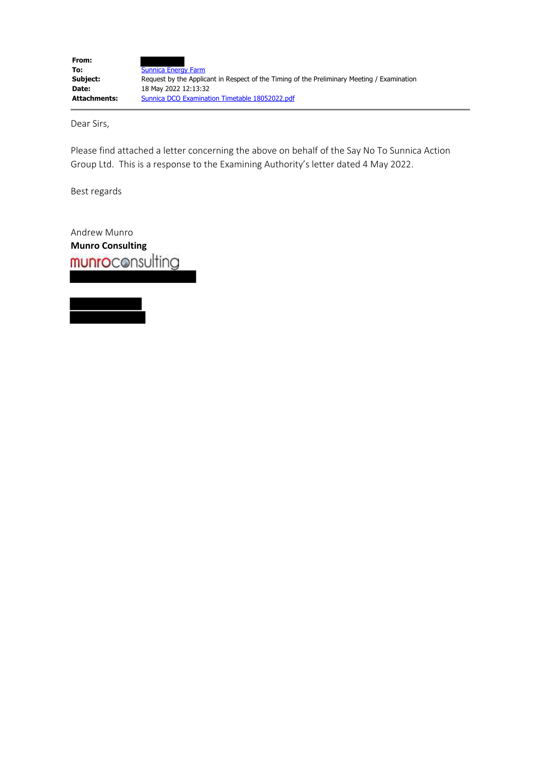| | |
|---|---|
| **From:** | |
| **To:** | Sunnica Energy Farm |
| **Subject:** | Request by the Applicant in Respect of the Timing of the Preliminary Meeting / Examination |
| **Date:** | 18 May 2022 12:13:32 |
| **Attachments:** | Sunnica DCO Examination Timetable 18052022.pdf |

Dear Sirs,

Please find attached a letter concerning the above on behalf of the Say No To Sunnica Action Group Ltd. This is a response to the Examining Authority's letter dated 4 May 2022.

Best regards

Andrew Munro
**Munro Consulting**
munroconsulting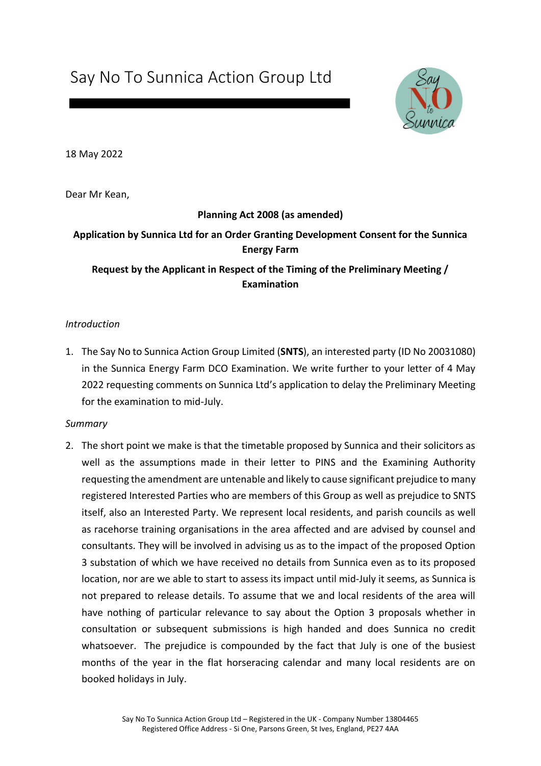# Say No To Sunnica Action Group Ltd

18 May 2022

Dear Mr Kean,

**Planning Act 2008 (as amended)**

**Application by Sunnica Ltd for an Order Granting Development Consent for the Sunnica Energy Farm**

**Request by the Applicant in Respect of the Timing of the Preliminary Meeting / Examination**

*Introduction*

1. The Say No to Sunnica Action Group Limited (**SNTS**), an interested party (ID No 20031080) in the Sunnica Energy Farm DCO Examination. We write further to your letter of 4 May 2022 requesting comments on Sunnica Ltd's application to delay the Preliminary Meeting for the examination to mid-July.

*Summary*

2. The short point we make is that the timetable proposed by Sunnica and their solicitors as well as the assumptions made in their letter to PINS and the Examining Authority requesting the amendment are untenable and likely to cause significant prejudice to many registered Interested Parties who are members of this Group as well as prejudice to SNTS itself, also an Interested Party. We represent local residents, and parish councils as well as racehorse training organisations in the area affected and are advised by counsel and consultants. They will be involved in advising us as to the impact of the proposed Option 3 substation of which we have received no details from Sunnica even as to its proposed location, nor are we able to start to assess its impact until mid-July it seems, as Sunnica is not prepared to release details. To assume that we and local residents of the area will have nothing of particular relevance to say about the Option 3 proposals whether in consultation or subsequent submissions is high handed and does Sunnica no credit whatsoever. The prejudice is compounded by the fact that July is one of the busiest months of the year in the flat horseracing calendar and many local residents are on booked holidays in July.

Say No To Sunnica Action Group Ltd – Registered in the UK - Company Number 13804465
Registered Office Address - Si One, Parsons Green, St Ives, England, PE27 4AA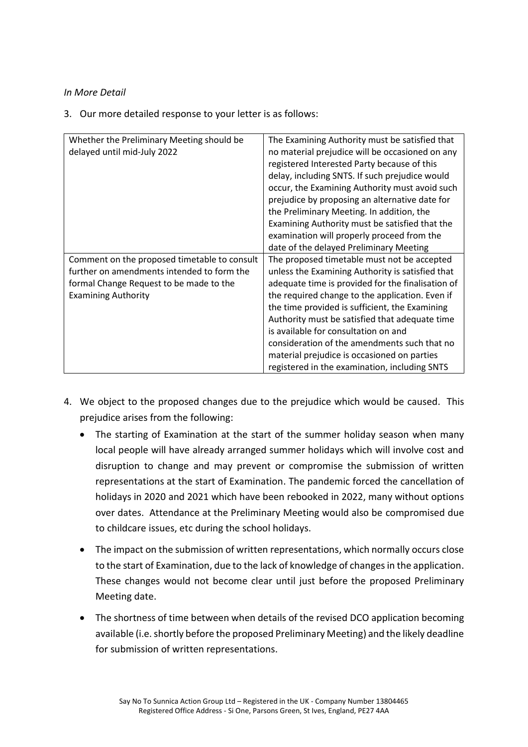*In More Detail*

3. Our more detailed response to your letter is as follows:

| Whether the Preliminary Meeting should be delayed until mid-July 2022 | The Examining Authority must be satisfied that no material prejudice will be occasioned on any registered Interested Party because of this delay, including SNTS. If such prejudice would occur, the Examining Authority must avoid such prejudice by proposing an alternative date for the Preliminary Meeting. In addition, the Examining Authority must be satisfied that the examination will properly proceed from the date of the delayed Preliminary Meeting |
|---|---|
| Comment on the proposed timetable to consult further on amendments intended to form the formal Change Request to be made to the Examining Authority | The proposed timetable must not be accepted unless the Examining Authority is satisfied that adequate time is provided for the finalisation of the required change to the application. Even if the time provided is sufficient, the Examining Authority must be satisfied that adequate time is available for consultation on and consideration of the amendments such that no material prejudice is occasioned on parties registered in the examination, including SNTS |

4. We object to the proposed changes due to the prejudice which would be caused. This prejudice arises from the following:
   - The starting of Examination at the start of the summer holiday season when many local people will have already arranged summer holidays which will involve cost and disruption to change and may prevent or compromise the submission of written representations at the start of Examination. The pandemic forced the cancellation of holidays in 2020 and 2021 which have been rebooked in 2022, many without options over dates. Attendance at the Preliminary Meeting would also be compromised due to childcare issues, etc during the school holidays.
   - The impact on the submission of written representations, which normally occurs close to the start of Examination, due to the lack of knowledge of changes in the application. These changes would not become clear until just before the proposed Preliminary Meeting date.
   - The shortness of time between when details of the revised DCO application becoming available (i.e. shortly before the proposed Preliminary Meeting) and the likely deadline for submission of written representations.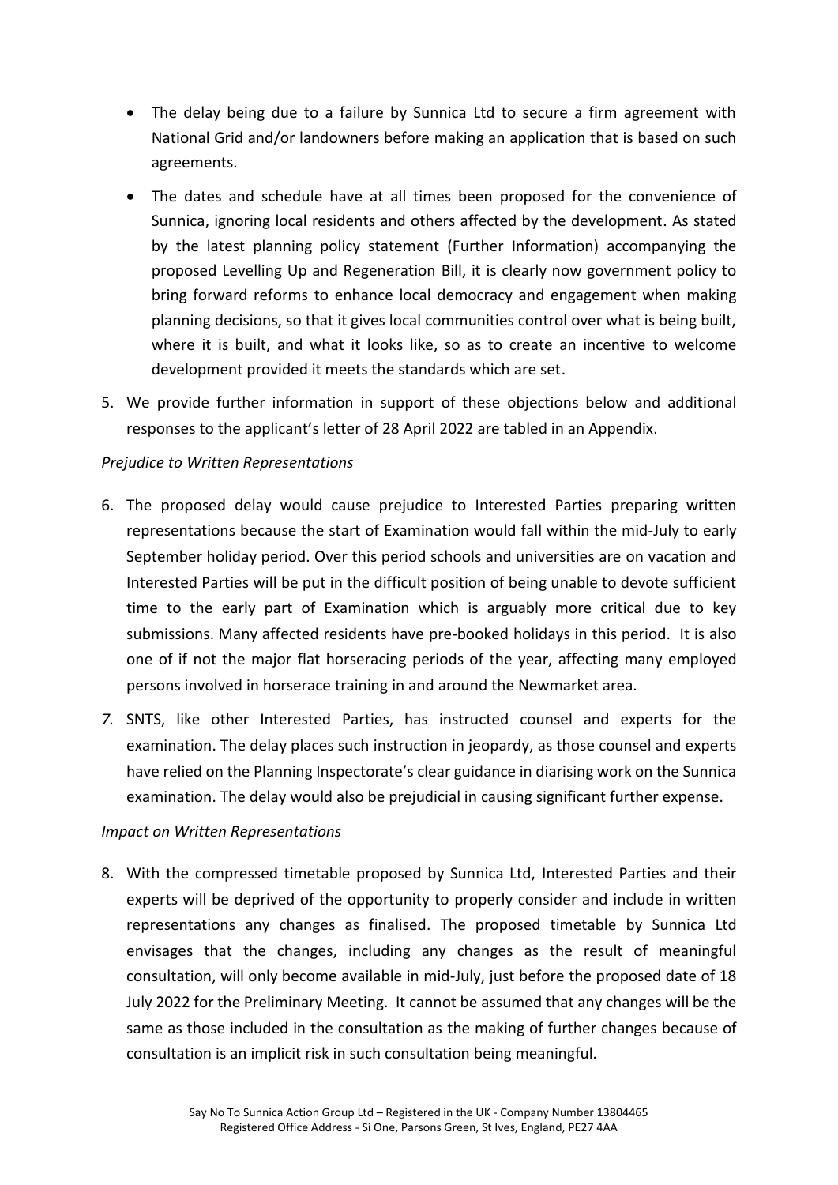- The delay being due to a failure by Sunnica Ltd to secure a firm agreement with National Grid and/or landowners before making an application that is based on such agreements.
- The dates and schedule have at all times been proposed for the convenience of Sunnica, ignoring local residents and others affected by the development. As stated by the latest planning policy statement (Further Information) accompanying the proposed Levelling Up and Regeneration Bill, it is clearly now government policy to bring forward reforms to enhance local democracy and engagement when making planning decisions, so that it gives local communities control over what is being built, where it is built, and what it looks like, so as to create an incentive to welcome development provided it meets the standards which are set.

5. We provide further information in support of these objections below and additional responses to the applicant's letter of 28 April 2022 are tabled in an Appendix.

*Prejudice to Written Representations*

6. The proposed delay would cause prejudice to Interested Parties preparing written representations because the start of Examination would fall within the mid-July to early September holiday period. Over this period schools and universities are on vacation and Interested Parties will be put in the difficult position of being unable to devote sufficient time to the early part of Examination which is arguably more critical due to key submissions. Many affected residents have pre-booked holidays in this period. It is also one of if not the major flat horseracing periods of the year, affecting many employed persons involved in horserace training in and around the Newmarket area.

7. SNTS, like other Interested Parties, has instructed counsel and experts for the examination. The delay places such instruction in jeopardy, as those counsel and experts have relied on the Planning Inspectorate's clear guidance in diarising work on the Sunnica examination. The delay would also be prejudicial in causing significant further expense.

*Impact on Written Representations*

8. With the compressed timetable proposed by Sunnica Ltd, Interested Parties and their experts will be deprived of the opportunity to properly consider and include in written representations any changes as finalised. The proposed timetable by Sunnica Ltd envisages that the changes, including any changes as the result of meaningful consultation, will only become available in mid-July, just before the proposed date of 18 July 2022 for the Preliminary Meeting. It cannot be assumed that any changes will be the same as those included in the consultation as the making of further changes because of consultation is an implicit risk in such consultation being meaningful.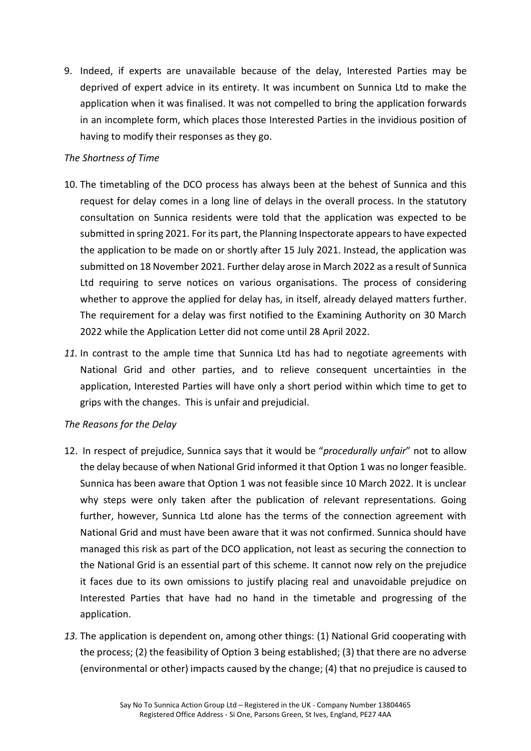9. Indeed, if experts are unavailable because of the delay, Interested Parties may be deprived of expert advice in its entirety. It was incumbent on Sunnica Ltd to make the application when it was finalised. It was not compelled to bring the application forwards in an incomplete form, which places those Interested Parties in the invidious position of having to modify their responses as they go.

*The Shortness of Time*

10. The timetabling of the DCO process has always been at the behest of Sunnica and this request for delay comes in a long line of delays in the overall process. In the statutory consultation on Sunnica residents were told that the application was expected to be submitted in spring 2021. For its part, the Planning Inspectorate appears to have expected the application to be made on or shortly after 15 July 2021. Instead, the application was submitted on 18 November 2021. Further delay arose in March 2022 as a result of Sunnica Ltd requiring to serve notices on various organisations. The process of considering whether to approve the applied for delay has, in itself, already delayed matters further. The requirement for a delay was first notified to the Examining Authority on 30 March 2022 while the Application Letter did not come until 28 April 2022.

11. In contrast to the ample time that Sunnica Ltd has had to negotiate agreements with National Grid and other parties, and to relieve consequent uncertainties in the application, Interested Parties will have only a short period within which time to get to grips with the changes. This is unfair and prejudicial.

*The Reasons for the Delay*

12. In respect of prejudice, Sunnica says that it would be "*procedurally unfair*" not to allow the delay because of when National Grid informed it that Option 1 was no longer feasible. Sunnica has been aware that Option 1 was not feasible since 10 March 2022. It is unclear why steps were only taken after the publication of relevant representations. Going further, however, Sunnica Ltd alone has the terms of the connection agreement with National Grid and must have been aware that it was not confirmed. Sunnica should have managed this risk as part of the DCO application, not least as securing the connection to the National Grid is an essential part of this scheme. It cannot now rely on the prejudice it faces due to its own omissions to justify placing real and unavoidable prejudice on Interested Parties that have had no hand in the timetable and progressing of the application.

13. The application is dependent on, among other things: (1) National Grid cooperating with the process; (2) the feasibility of Option 3 being established; (3) that there are no adverse (environmental or other) impacts caused by the change; (4) that no prejudice is caused to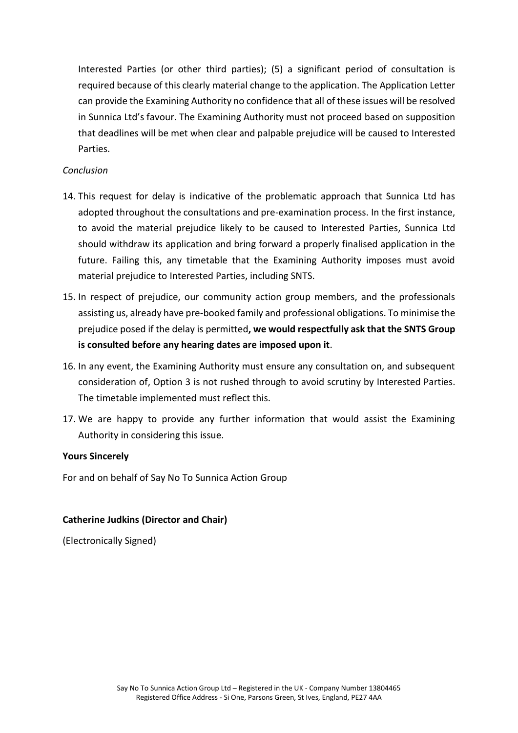Interested Parties (or other third parties); (5) a significant period of consultation is required because of this clearly material change to the application. The Application Letter can provide the Examining Authority no confidence that all of these issues will be resolved in Sunnica Ltd's favour. The Examining Authority must not proceed based on supposition that deadlines will be met when clear and palpable prejudice will be caused to Interested Parties.

*Conclusion*

14. This request for delay is indicative of the problematic approach that Sunnica Ltd has adopted throughout the consultations and pre-examination process. In the first instance, to avoid the material prejudice likely to be caused to Interested Parties, Sunnica Ltd should withdraw its application and bring forward a properly finalised application in the future. Failing this, any timetable that the Examining Authority imposes must avoid material prejudice to Interested Parties, including SNTS.
15. In respect of prejudice, our community action group members, and the professionals assisting us, already have pre-booked family and professional obligations. To minimise the prejudice posed if the delay is permitted**, we would respectfully ask that the SNTS Group is consulted before any hearing dates are imposed upon it**.
16. In any event, the Examining Authority must ensure any consultation on, and subsequent consideration of, Option 3 is not rushed through to avoid scrutiny by Interested Parties. The timetable implemented must reflect this.
17. We are happy to provide any further information that would assist the Examining Authority in considering this issue.

**Yours Sincerely**

For and on behalf of Say No To Sunnica Action Group

**Catherine Judkins (Director and Chair)**

(Electronically Signed)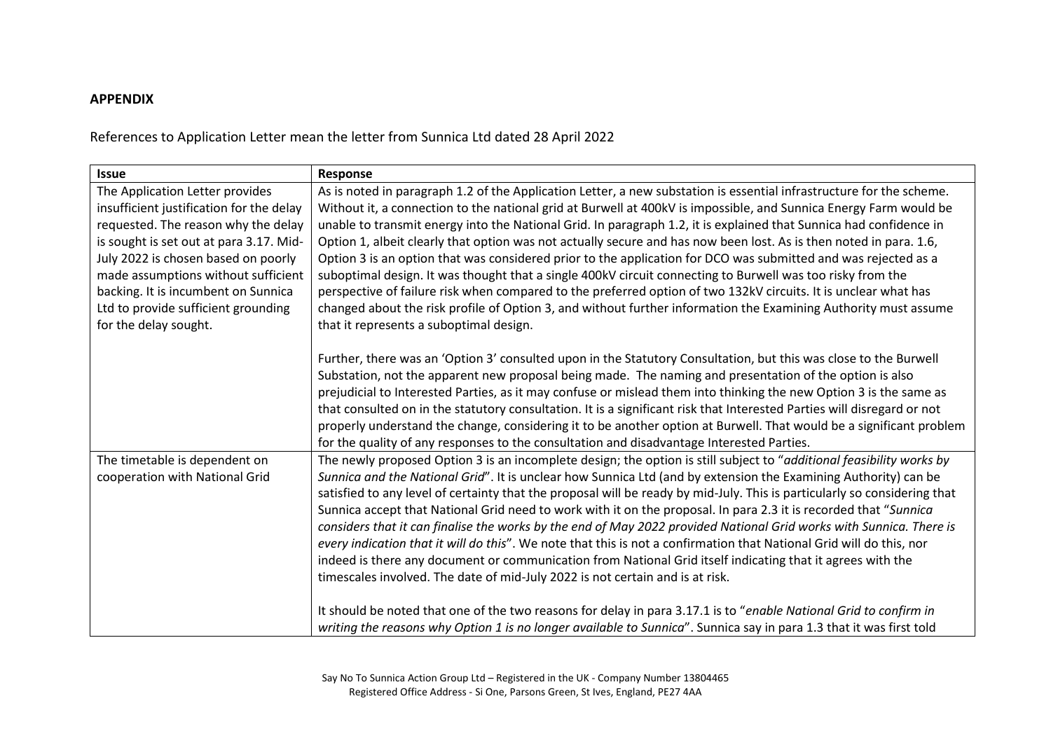**APPENDIX**

References to Application Letter mean the letter from Sunnica Ltd dated 28 April 2022

| Issue | Response |
| --- | --- |
| The Application Letter provides insufficient justification for the delay requested. The reason why the delay is sought is set out at para 3.17. Mid-July 2022 is chosen based on poorly made assumptions without sufficient backing. It is incumbent on Sunnica Ltd to provide sufficient grounding for the delay sought. | As is noted in paragraph 1.2 of the Application Letter, a new substation is essential infrastructure for the scheme. Without it, a connection to the national grid at Burwell at 400kV is impossible, and Sunnica Energy Farm would be unable to transmit energy into the National Grid. In paragraph 1.2, it is explained that Sunnica had confidence in Option 1, albeit clearly that option was not actually secure and has now been lost. As is then noted in para. 1.6, Option 3 is an option that was considered prior to the application for DCO was submitted and was rejected as a suboptimal design. It was thought that a single 400kV circuit connecting to Burwell was too risky from the perspective of failure risk when compared to the preferred option of two 132kV circuits. It is unclear what has changed about the risk profile of Option 3, and without further information the Examining Authority must assume that it represents a suboptimal design.<br><br>Further, there was an 'Option 3' consulted upon in the Statutory Consultation, but this was close to the Burwell Substation, not the apparent new proposal being made. The naming and presentation of the option is also prejudicial to Interested Parties, as it may confuse or mislead them into thinking the new Option 3 is the same as that consulted on in the statutory consultation. It is a significant risk that Interested Parties will disregard or not properly understand the change, considering it to be another option at Burwell. That would be a significant problem for the quality of any responses to the consultation and disadvantage Interested Parties. |
| The timetable is dependent on cooperation with National Grid | The newly proposed Option 3 is an incomplete design; the option is still subject to "*additional feasibility works by Sunnica and the National Grid*". It is unclear how Sunnica Ltd (and by extension the Examining Authority) can be satisfied to any level of certainty that the proposal will be ready by mid-July. This is particularly so considering that Sunnica accept that National Grid need to work with it on the proposal. In para 2.3 it is recorded that "*Sunnica considers that it can finalise the works by the end of May 2022 provided National Grid works with Sunnica. There is every indication that it will do this*". We note that this is not a confirmation that National Grid will do this, nor indeed is there any document or communication from National Grid itself indicating that it agrees with the timescales involved. The date of mid-July 2022 is not certain and is at risk.<br><br>It should be noted that one of the two reasons for delay in para 3.17.1 is to "*enable National Grid to confirm in writing the reasons why Option 1 is no longer available to Sunnica*". Sunnica say in para 1.3 that it was first told |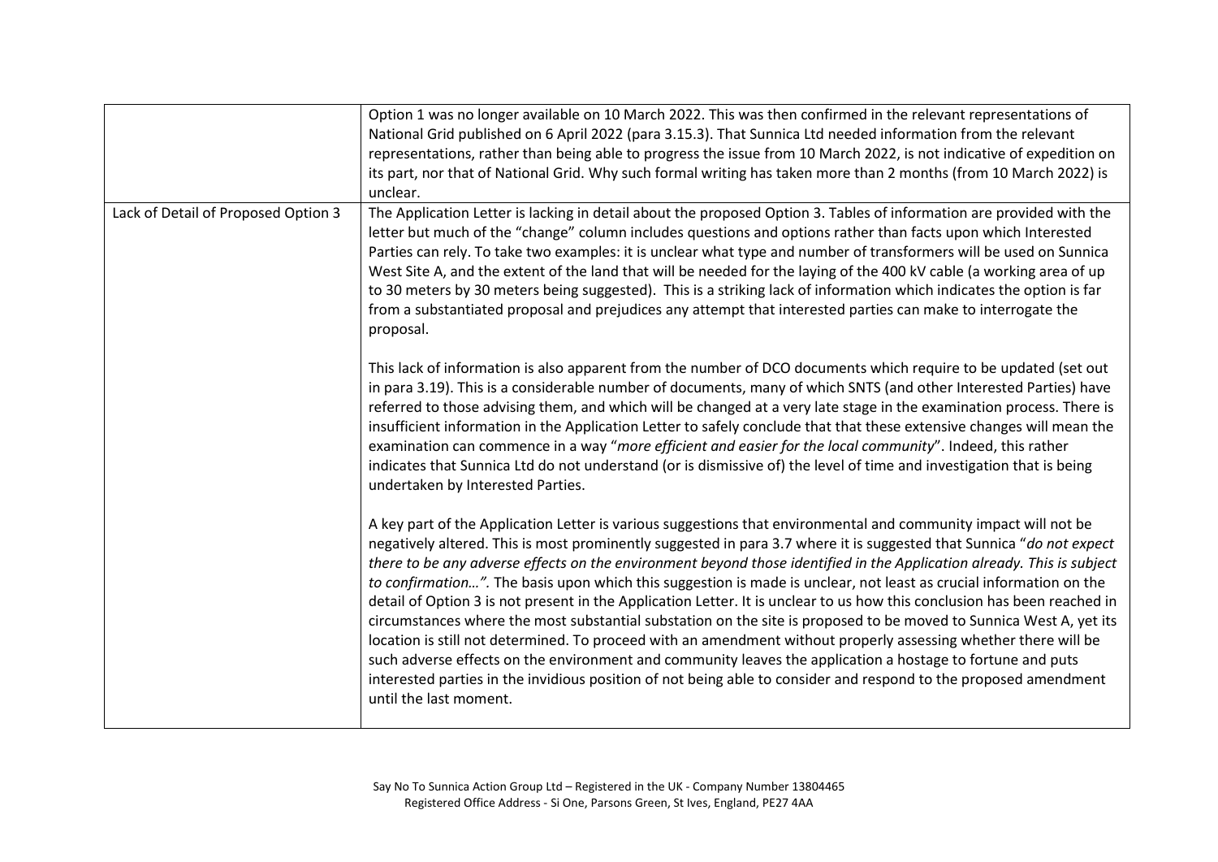| | |
|---|---|
| | Option 1 was no longer available on 10 March 2022. This was then confirmed in the relevant representations of National Grid published on 6 April 2022 (para 3.15.3). That Sunnica Ltd needed information from the relevant representations, rather than being able to progress the issue from 10 March 2022, is not indicative of expedition on its part, nor that of National Grid. Why such formal writing has taken more than 2 months (from 10 March 2022) is unclear. |
| Lack of Detail of Proposed Option 3 | The Application Letter is lacking in detail about the proposed Option 3. Tables of information are provided with the letter but much of the "change" column includes questions and options rather than facts upon which Interested Parties can rely. To take two examples: it is unclear what type and number of transformers will be used on Sunnica West Site A, and the extent of the land that will be needed for the laying of the 400 kV cable (a working area of up to 30 meters by 30 meters being suggested). This is a striking lack of information which indicates the option is far from a substantiated proposal and prejudices any attempt that interested parties can make to interrogate the proposal.<br><br>This lack of information is also apparent from the number of DCO documents which require to be updated (set out in para 3.19). This is a considerable number of documents, many of which SNTS (and other Interested Parties) have referred to those advising them, and which will be changed at a very late stage in the examination process. There is insufficient information in the Application Letter to safely conclude that that these extensive changes will mean the examination can commence in a way "*more efficient and easier for the local community*". Indeed, this rather indicates that Sunnica Ltd do not understand (or is dismissive of) the level of time and investigation that is being undertaken by Interested Parties.<br><br>A key part of the Application Letter is various suggestions that environmental and community impact will not be negatively altered. This is most prominently suggested in para 3.7 where it is suggested that Sunnica "*do not expect there to be any adverse effects on the environment beyond those identified in the Application already. This is subject to confirmation…".* The basis upon which this suggestion is made is unclear, not least as crucial information on the detail of Option 3 is not present in the Application Letter. It is unclear to us how this conclusion has been reached in circumstances where the most substantial substation on the site is proposed to be moved to Sunnica West A, yet its location is still not determined. To proceed with an amendment without properly assessing whether there will be such adverse effects on the environment and community leaves the application a hostage to fortune and puts interested parties in the invidious position of not being able to consider and respond to the proposed amendment until the last moment. |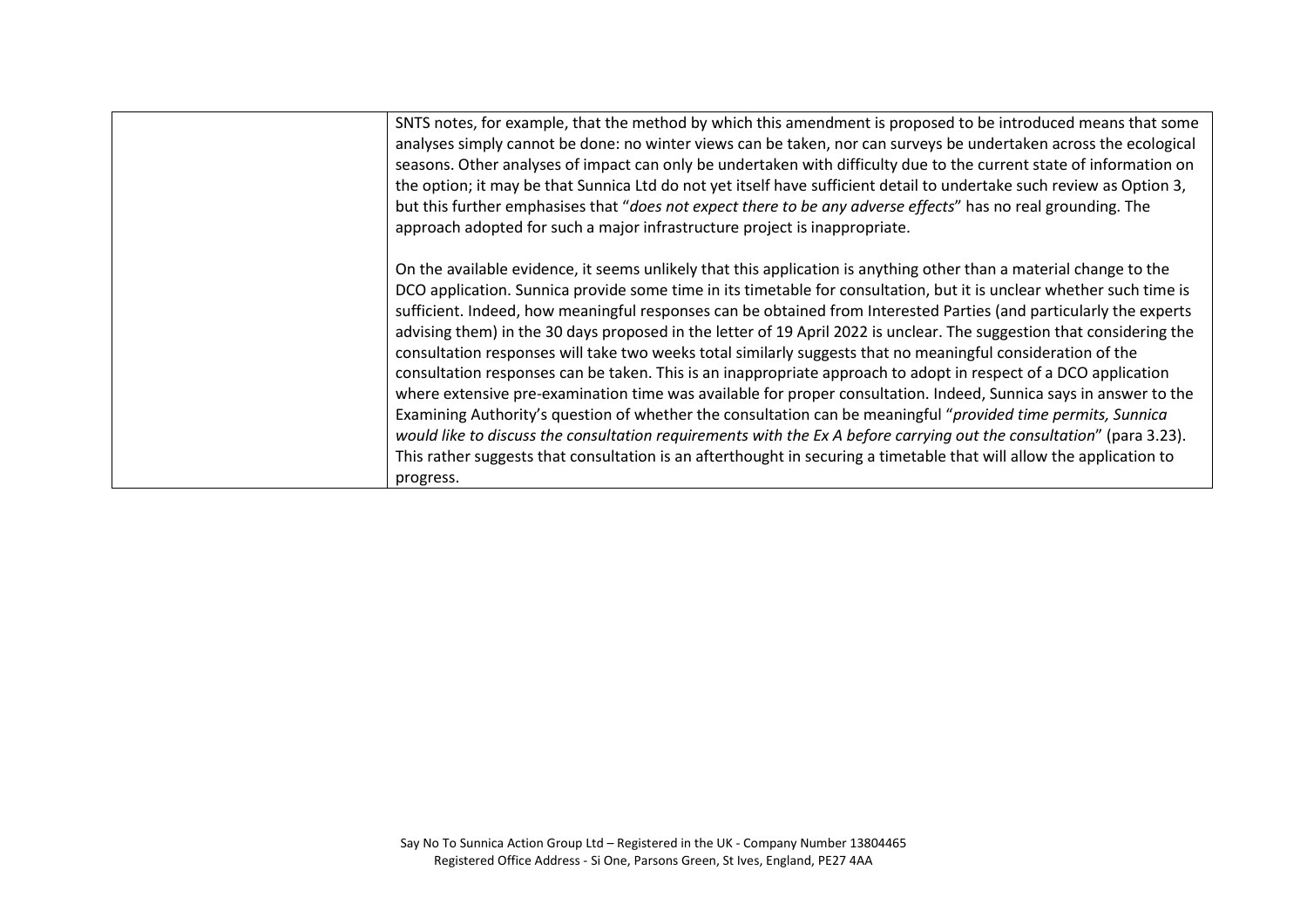| | |
|---|---|
| | SNTS notes, for example, that the method by which this amendment is proposed to be introduced means that some analyses simply cannot be done: no winter views can be taken, nor can surveys be undertaken across the ecological seasons. Other analyses of impact can only be undertaken with difficulty due to the current state of information on the option; it may be that Sunnica Ltd do not yet itself have sufficient detail to undertake such review as Option 3, but this further emphasises that "*does not expect there to be any adverse effects*" has no real grounding. The approach adopted for such a major infrastructure project is inappropriate.<br><br>On the available evidence, it seems unlikely that this application is anything other than a material change to the DCO application. Sunnica provide some time in its timetable for consultation, but it is unclear whether such time is sufficient. Indeed, how meaningful responses can be obtained from Interested Parties (and particularly the experts advising them) in the 30 days proposed in the letter of 19 April 2022 is unclear. The suggestion that considering the consultation responses will take two weeks total similarly suggests that no meaningful consideration of the consultation responses can be taken. This is an inappropriate approach to adopt in respect of a DCO application where extensive pre-examination time was available for proper consultation. Indeed, Sunnica says in answer to the Examining Authority's question of whether the consultation can be meaningful "*provided time permits, Sunnica would like to discuss the consultation requirements with the Ex A before carrying out the consultation*" (para 3.23). This rather suggests that consultation is an afterthought in securing a timetable that will allow the application to progress. |

Say No To Sunnica Action Group Ltd – Registered in the UK - Company Number 13804465
Registered Office Address - Si One, Parsons Green, St Ives, England, PE27 4AA